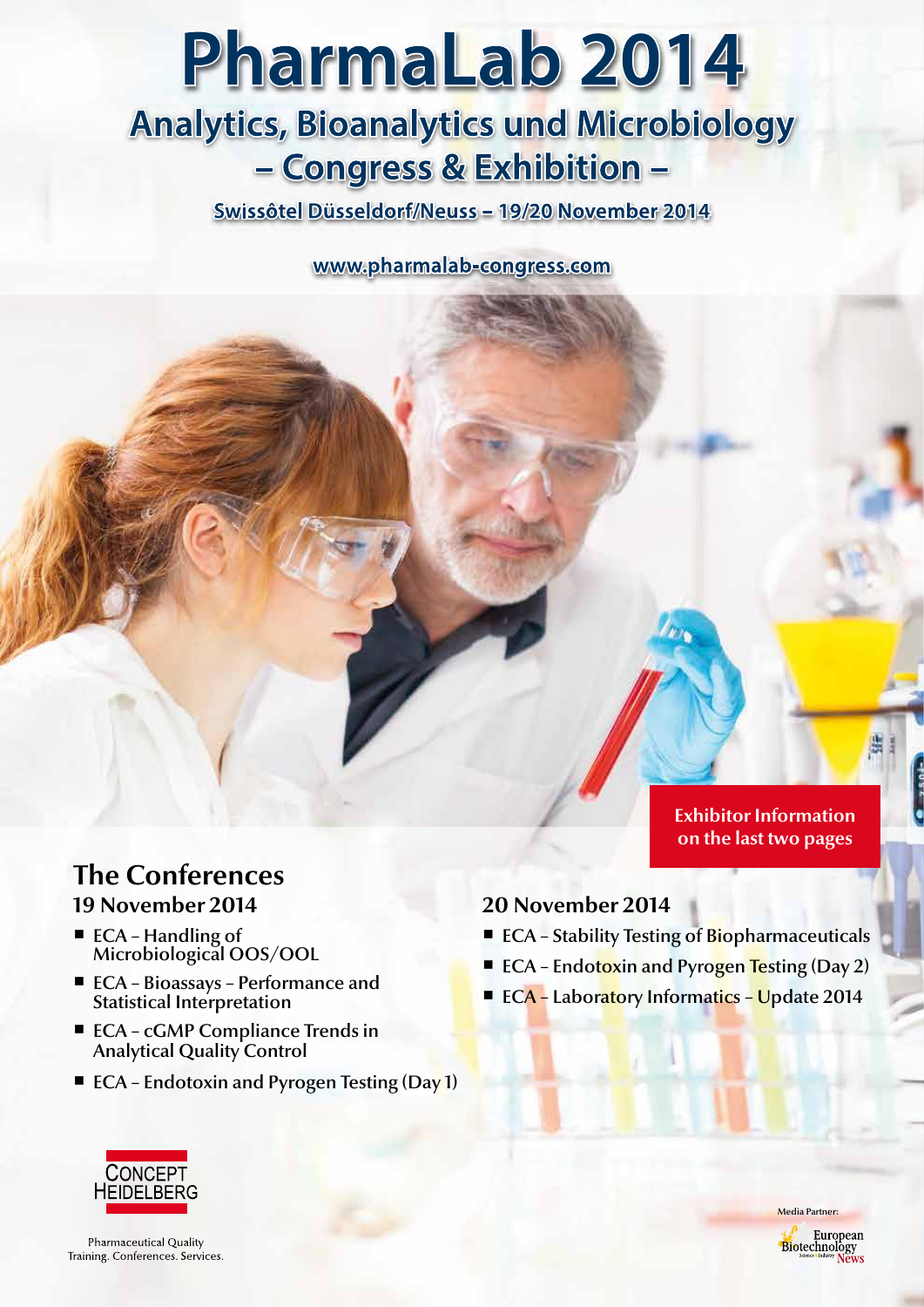# PharmaLab 2014

## Analytics, Bioanalytics und Microbiology – Congress & Exhibition –

**Swissôtel Düsseldorf/Neuss – 19/20 November 2014**

**www.pharmalab-congress.com**

**Exhibitor Information on the last two pages**

## The Conferences

### 19 November 2014

- ECA – Handling of Microbiological OOS/OOL
- ECA – Bioassays – Performance and Statistical Interpretation
- ECA – cGMP Compliance Trends in Analytical Quality Control
- ECA – Endotoxin and Pyrogen Testing (Day 1)

### 20 November 2014

- ECA – Stability Testing of Biopharmaceuticals
- ECA – Endotoxin and Pyrogen Testing (Day 2)
- ECA – Laboratory Informatics – Update 2014

CONCEPT HEIDELBERG

Pharmaceutical Quality Training. Conferences. Services.

Media Partner: European Biotechnology News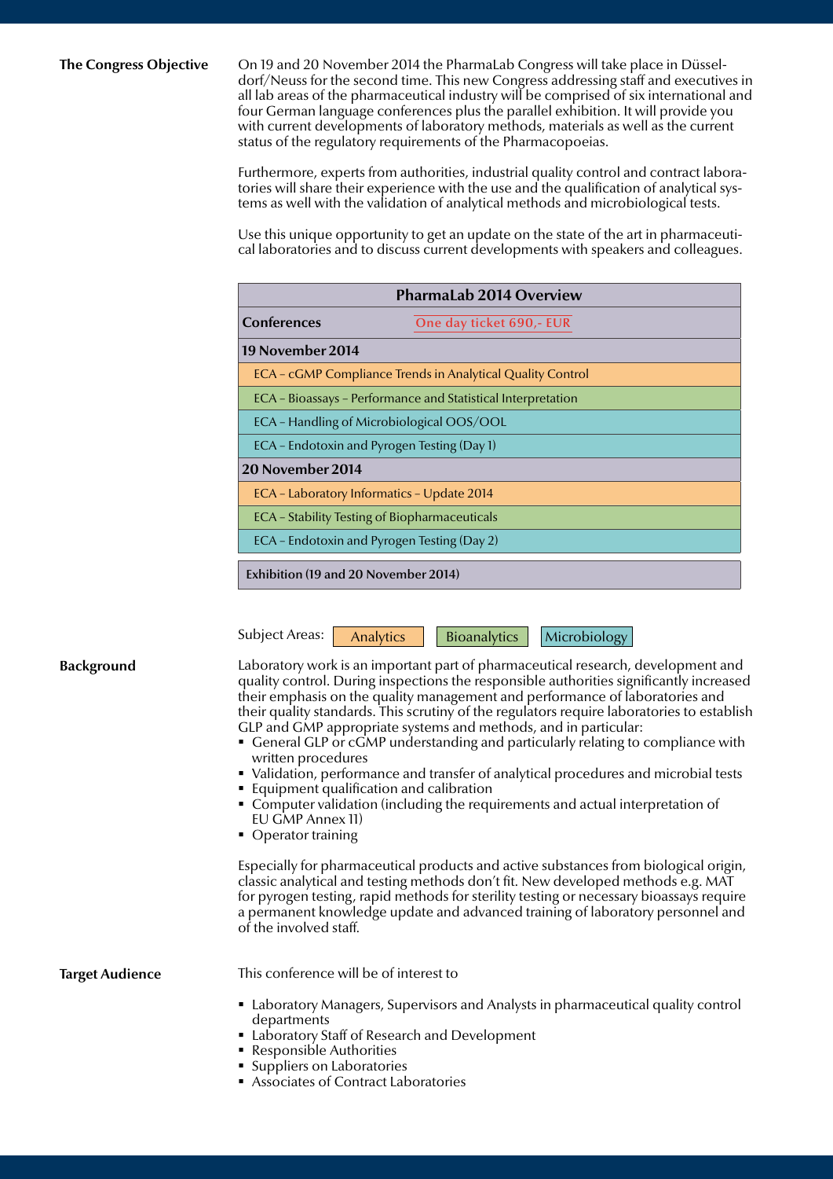## The Congress Objective

On 19 and 20 November 2014 the PharmaLab Congress will take place in Düsseldorf/Neuss for the second time. This new Congress addressing staff and executives in all lab areas of the pharmaceutical industry will be comprised of six international and four German language conferences plus the parallel exhibition. It will provide you with current developments of laboratory methods, materials as well as the current status of the regulatory requirements of the Pharmacopoeias.

Furthermore, experts from authorities, industrial quality control and contract laboratories will share their experience with the use and the qualification of analytical systems as well with the validation of analytical methods and microbiological tests.

Use this unique opportunity to get an update on the state of the art in pharmaceutical laboratories and to discuss current developments with speakers and colleagues.

| PharmaLab 2014 Overview | |
|---|---|
| **Conferences** | One day ticket 690,- EUR |
| **19 November 2014** | |
| ECA – cGMP Compliance Trends in Analytical Quality Control | |
| ECA – Bioassays – Performance and Statistical Interpretation | |
| ECA – Handling of Microbiological OOS/OOL | |
| ECA – Endotoxin and Pyrogen Testing (Day 1) | |
| **20 November 2014** | |
| ECA – Laboratory Informatics – Update 2014 | |
| ECA – Stability Testing of Biopharmaceuticals | |
| ECA – Endotoxin and Pyrogen Testing (Day 2) | |
| **Exhibition (19 and 20 November 2014)** | |

Subject Areas: Analytics | Bioanalytics | Microbiology

## Background

Laboratory work is an important part of pharmaceutical research, development and quality control. During inspections the responsible authorities significantly increased their emphasis on the quality management and performance of laboratories and their quality standards. This scrutiny of the regulators require laboratories to establish GLP and GMP appropriate systems and methods, and in particular:

- General GLP or cGMP understanding and particularly relating to compliance with written procedures
- Validation, performance and transfer of analytical procedures and microbial tests
- Equipment qualification and calibration
- Computer validation (including the requirements and actual interpretation of EU GMP Annex 11)
- Operator training

Especially for pharmaceutical products and active substances from biological origin, classic analytical and testing methods don't fit. New developed methods e.g. MAT for pyrogen testing, rapid methods for sterility testing or necessary bioassays require a permanent knowledge update and advanced training of laboratory personnel and of the involved staff.

## Target Audience

This conference will be of interest to

- Laboratory Managers, Supervisors and Analysts in pharmaceutical quality control departments
- Laboratory Staff of Research and Development
- Responsible Authorities
- Suppliers on Laboratories
- Associates of Contract Laboratories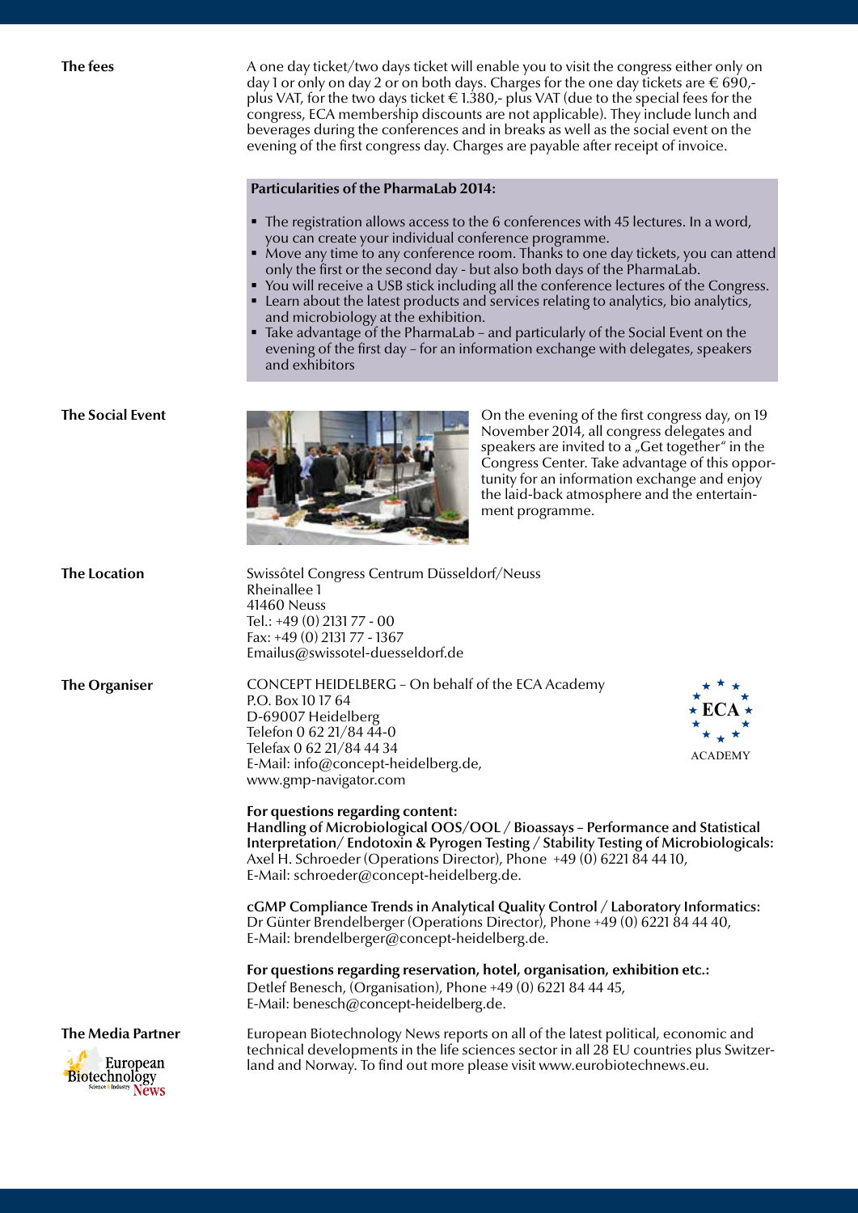**The fees**

A one day ticket/two days ticket will enable you to visit the congress either only on day 1 or only on day 2 or on both days. Charges for the one day tickets are € 690,- plus VAT, for the two days ticket € 1.380,- plus VAT (due to the special fees for the congress, ECA membership discounts are not applicable). They include lunch and beverages during the conferences and in breaks as well as the social event on the evening of the first congress day. Charges are payable after receipt of invoice.

**Particularities of the PharmaLab 2014:**

- The registration allows access to the 6 conferences with 45 lectures. In a word, you can create your individual conference programme.
- Move any time to any conference room. Thanks to one day tickets, you can attend only the first or the second day - but also both days of the PharmaLab.
- You will receive a USB stick including all the conference lectures of the Congress.
- Learn about the latest products and services relating to analytics, bio analytics, and microbiology at the exhibition.
- Take advantage of the PharmaLab – and particularly of the Social Event on the evening of the first day – for an information exchange with delegates, speakers and exhibitors

**The Social Event**

On the evening of the first congress day, on 19 November 2014, all congress delegates and speakers are invited to a „Get together" in the Congress Center. Take advantage of this opportunity for an information exchange and enjoy the laid-back atmosphere and the entertainment programme.

**The Location**

Swissôtel Congress Centrum Düsseldorf/Neuss
Rheinallee 1
41460 Neuss
Tel.: +49 (0) 2131 77 - 00
Fax: +49 (0) 2131 77 - 1367
Emailus@swissotel-duesseldorf.de

**The Organiser**

CONCEPT HEIDELBERG – On behalf of the ECA Academy
P.O. Box 10 17 64
D-69007 Heidelberg
Telefon 0 62 21/84 44-0
Telefax 0 62 21/84 44 34
E-Mail: info@concept-heidelberg.de,
www.gmp-navigator.com

ECA ACADEMY

**For questions regarding content:**
**Handling of Microbiological OOS/OOL / Bioassays – Performance and Statistical Interpretation/ Endotoxin & Pyrogen Testing / Stability Testing of Microbiologicals:**
Axel H. Schroeder (Operations Director), Phone +49 (0) 6221 84 44 10,
E-Mail: schroeder@concept-heidelberg.de.

**cGMP Compliance Trends in Analytical Quality Control / Laboratory Informatics:**
Dr Günter Brendelberger (Operations Director), Phone +49 (0) 6221 84 44 40,
E-Mail: brendelberger@concept-heidelberg.de.

**For questions regarding reservation, hotel, organisation, exhibition etc.:**
Detlef Benesch, (Organisation), Phone +49 (0) 6221 84 44 45,
E-Mail: benesch@concept-heidelberg.de.

**The Media Partner**

European Biotechnology Science & Industry News

European Biotechnology News reports on all of the latest political, economic and technical developments in the life sciences sector in all 28 EU countries plus Switzerland and Norway. To find out more please visit www.eurobiotechnews.eu.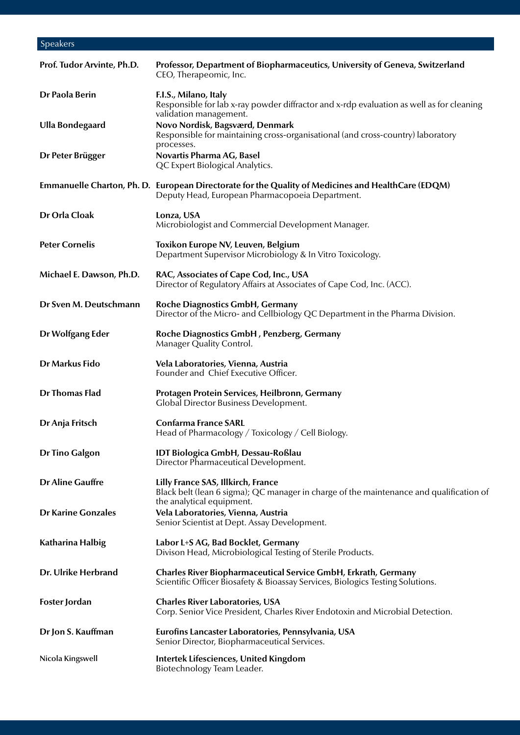## Speakers

**Prof. Tudor Arvinte, Ph.D.**
**Professor, Department of Biopharmaceutics, University of Geneva, Switzerland**
CEO, Therapeomic, Inc.

**Dr Paola Berin**
**F.I.S., Milano, Italy**
Responsible for lab x-ray powder diffractor and x-rdp evaluation as well as for cleaning validation management.

**Ulla Bondegaard**
**Novo Nordisk, Bagsværd, Denmark**
Responsible for maintaining cross-organisational (and cross-country) laboratory processes.

**Dr Peter Brügger**
**Novartis Pharma AG, Basel**
QC Expert Biological Analytics.

**Emmanuelle Charton, Ph. D.**
**European Directorate for the Quality of Medicines and HealthCare (EDQM)**
Deputy Head, European Pharmacopoeia Department.

**Dr Orla Cloak**
**Lonza, USA**
Microbiologist and Commercial Development Manager.

**Peter Cornelis**
**Toxikon Europe NV, Leuven, Belgium**
Department Supervisor Microbiology & In Vitro Toxicology.

**Michael E. Dawson, Ph.D.**
**RAC, Associates of Cape Cod, Inc., USA**
Director of Regulatory Affairs at Associates of Cape Cod, Inc. (ACC).

**Dr Sven M. Deutschmann**
**Roche Diagnostics GmbH, Germany**
Director of the Micro- and Cellbiology QC Department in the Pharma Division.

**Dr Wolfgang Eder**
**Roche Diagnostics GmbH , Penzberg, Germany**
Manager Quality Control.

**Dr Markus Fido**
**Vela Laboratories, Vienna, Austria**
Founder and Chief Executive Officer.

**Dr Thomas Flad**
**Protagen Protein Services, Heilbronn, Germany**
Global Director Business Development.

**Dr Anja Fritsch**
**Confarma France SARL**
Head of Pharmacology / Toxicology / Cell Biology.

**Dr Tino Galgon**
**IDT Biologica GmbH, Dessau-Roßlau**
Director Pharmaceutical Development.

**Dr Aline Gauffre**
**Lilly France SAS, Illkirch, France**
Black belt (lean 6 sigma); QC manager in charge of the maintenance and qualification of the analytical equipment.

**Dr Karine Gonzales**
**Vela Laboratories, Vienna, Austria**
Senior Scientist at Dept. Assay Development.

**Katharina Halbig**
**Labor L+S AG, Bad Bocklet, Germany**
Divison Head, Microbiological Testing of Sterile Products.

**Dr. Ulrike Herbrand**
**Charles River Biopharmaceutical Service GmbH, Erkrath, Germany**
Scientific Officer Biosafety & Bioassay Services, Biologics Testing Solutions.

**Foster Jordan**
**Charles River Laboratories, USA**
Corp. Senior Vice President, Charles River Endotoxin and Microbial Detection.

**Dr Jon S. Kauffman**
**Eurofins Lancaster Laboratories, Pennsylvania, USA**
Senior Director, Biopharmaceutical Services.

Nicola Kingswell
**Intertek Lifesciences, United Kingdom**
Biotechnology Team Leader.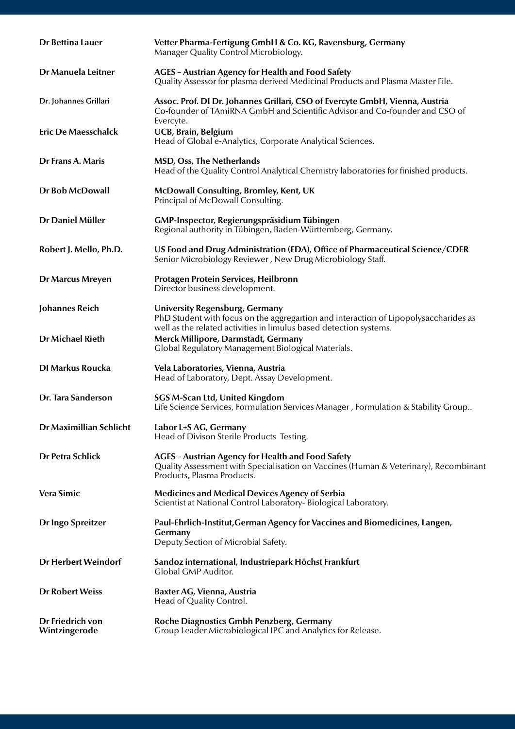**Dr Bettina Lauer**
**Vetter Pharma-Fertigung GmbH & Co. KG, Ravensburg, Germany**
Manager Quality Control Microbiology.

**Dr Manuela Leitner**
**AGES – Austrian Agency for Health and Food Safety**
Quality Assessor for plasma derived Medicinal Products and Plasma Master File.

**Dr. Johannes Grillari**
**Assoc. Prof. DI Dr. Johannes Grillari, CSO of Evercyte GmbH, Vienna, Austria**
Co-founder of TAmiRNA GmbH and Scientific Advisor and Co-founder and CSO of Evercyte.

**Eric De Maesschalck**
**UCB, Brain, Belgium**
Head of Global e-Analytics, Corporate Analytical Sciences.

**Dr Frans A. Maris**
**MSD, Oss, The Netherlands**
Head of the Quality Control Analytical Chemistry laboratories for finished products.

**Dr Bob McDowall**
**McDowall Consulting, Bromley, Kent, UK**
Principal of McDowall Consulting.

**Dr Daniel Müller**
**GMP-Inspector, Regierungspräsidium Tübingen**
Regional authority in Tübingen, Baden-Württemberg, Germany.

**Robert J. Mello, Ph.D.**
**US Food and Drug Administration (FDA), Office of Pharmaceutical Science/CDER**
Senior Microbiology Reviewer , New Drug Microbiology Staff.

**Dr Marcus Mreyen**
**Protagen Protein Services, Heilbronn**
Director business development.

**Johannes Reich**
**University Regensburg, Germany**
PhD Student with focus on the aggregartion and interaction of Lipopolysaccharides as well as the related activities in limulus based detection systems.

**Dr Michael Rieth**
**Merck Millipore, Darmstadt, Germany**
Global Regulatory Management Biological Materials.

**DI Markus Roucka**
**Vela Laboratories, Vienna, Austria**
Head of Laboratory, Dept. Assay Development.

**Dr. Tara Sanderson**
**SGS M-Scan Ltd, United Kingdom**
Life Science Services, Formulation Services Manager , Formulation & Stability Group..

**Dr Maximillian Schlicht**
**Labor L+S AG, Germany**
Head of Divison Sterile Products Testing.

**Dr Petra Schlick**
**AGES – Austrian Agency for Health and Food Safety**
Quality Assessment with Specialisation on Vaccines (Human & Veterinary), Recombinant Products, Plasma Products.

**Vera Simic**
**Medicines and Medical Devices Agency of Serbia**
Scientist at National Control Laboratory- Biological Laboratory.

**Dr Ingo Spreitzer**
**Paul-Ehrlich-Institut,German Agency for Vaccines and Biomedicines, Langen, Germany**
Deputy Section of Microbial Safety.

**Dr Herbert Weindorf**
**Sandoz international, Industriepark Höchst Frankfurt**
Global GMP Auditor.

**Dr Robert Weiss**
**Baxter AG, Vienna, Austria**
Head of Quality Control.

**Dr Friedrich von Wintzingerode**
**Roche Diagnostics Gmbh Penzberg, Germany**
Group Leader Microbiological IPC and Analytics for Release.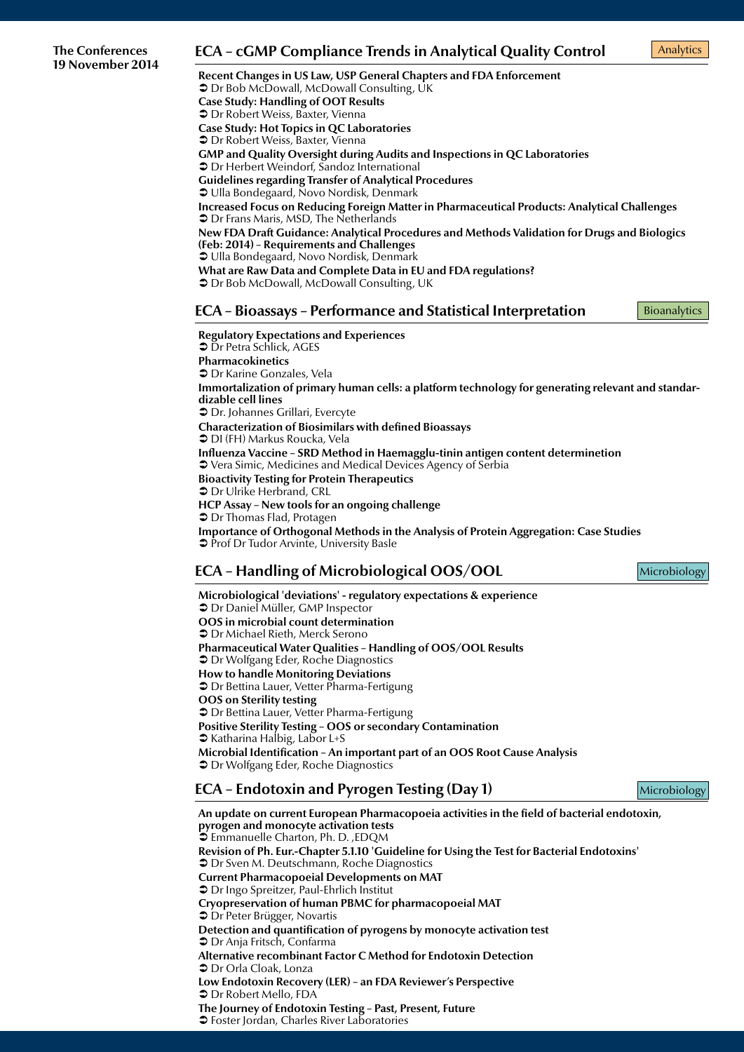**The Conferences**
**19 November 2014**

## ECA – cGMP Compliance Trends in Analytical Quality Control

Analytics

**Recent Changes in US Law, USP General Chapters and FDA Enforcement**
➲ Dr Bob McDowall, McDowall Consulting, UK

**Case Study: Handling of OOT Results**
➲ Dr Robert Weiss, Baxter, Vienna

**Case Study: Hot Topics in QC Laboratories**
➲ Dr Robert Weiss, Baxter, Vienna

**GMP and Quality Oversight during Audits and Inspections in QC Laboratories**
➲ Dr Herbert Weindorf, Sandoz International

**Guidelines regarding Transfer of Analytical Procedures**
➲ Ulla Bondegaard, Novo Nordisk, Denmark

**Increased Focus on Reducing Foreign Matter in Pharmaceutical Products: Analytical Challenges**
➲ Dr Frans Maris, MSD, The Netherlands

**New FDA Draft Guidance: Analytical Procedures and Methods Validation for Drugs and Biologics (Feb: 2014) – Requirements and Challenges**
➲ Ulla Bondegaard, Novo Nordisk, Denmark

**What are Raw Data and Complete Data in EU and FDA regulations?**
➲ Dr Bob McDowall, McDowall Consulting, UK

## ECA – Bioassays – Performance and Statistical Interpretation

Bioanalytics

**Regulatory Expectations and Experiences**
➲ Dr Petra Schlick, AGES

**Pharmacokinetics**
➲ Dr Karine Gonzales, Vela

**Immortalization of primary human cells: a platform technology for generating relevant and standardizable cell lines**
➲ Dr. Johannes Grillari, Evercyte

**Characterization of Biosimilars with defined Bioassays**
➲ DI (FH) Markus Roucka, Vela

**Influenza Vaccine – SRD Method in Haemagglu-tinin antigen content determinetion**
➲ Vera Simic, Medicines and Medical Devices Agency of Serbia

**Bioactivity Testing for Protein Therapeutics**
➲ Dr Ulrike Herbrand, CRL

**HCP Assay – New tools for an ongoing challenge**
➲ Dr Thomas Flad, Protagen

**Importance of Orthogonal Methods in the Analysis of Protein Aggregation: Case Studies**
➲ Prof Dr Tudor Arvinte, University Basle

## ECA – Handling of Microbiological OOS/OOL

Microbiology

**Microbiological 'deviations' - regulatory expectations & experience**
➲ Dr Daniel Müller, GMP Inspector

**OOS in microbial count determination**
➲ Dr Michael Rieth, Merck Serono

**Pharmaceutical Water Qualities – Handling of OOS/OOL Results**
➲ Dr Wolfgang Eder, Roche Diagnostics

**How to handle Monitoring Deviations**
➲ Dr Bettina Lauer, Vetter Pharma-Fertigung

**OOS on Sterility testing**
➲ Dr Bettina Lauer, Vetter Pharma-Fertigung

**Positive Sterility Testing – OOS or secondary Contamination**
➲ Katharina Halbig, Labor L+S

**Microbial Identification – An important part of an OOS Root Cause Analysis**
➲ Dr Wolfgang Eder, Roche Diagnostics

## ECA – Endotoxin and Pyrogen Testing (Day 1)

Microbiology

**An update on current European Pharmacopoeia activities in the field of bacterial endotoxin, pyrogen and monocyte activation tests**
➲ Emmanuelle Charton, Ph. D. ,EDQM

**Revision of Ph. Eur.-Chapter 5.1.10 'Guideline for Using the Test for Bacterial Endotoxins'**
➲ Dr Sven M. Deutschmann, Roche Diagnostics

**Current Pharmacopoeial Developments on MAT**
➲ Dr Ingo Spreitzer, Paul-Ehrlich Institut

**Cryopreservation of human PBMC for pharmacopoeial MAT**
➲ Dr Peter Brügger, Novartis

**Detection and quantification of pyrogens by monocyte activation test**
➲ Dr Anja Fritsch, Confarma

**Alternative recombinant Factor C Method for Endotoxin Detection**
➲ Dr Orla Cloak, Lonza

**Low Endotoxin Recovery (LER) – an FDA Reviewer's Perspective**
➲ Dr Robert Mello, FDA

**The Journey of Endotoxin Testing – Past, Present, Future**
➲ Foster Jordan, Charles River Laboratories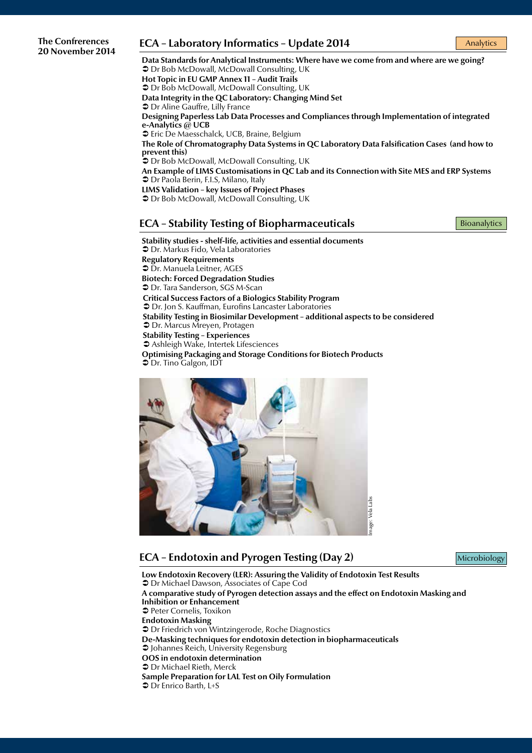**The Confrerences**
**20 November 2014**

## ECA – Laboratory Informatics – Update 2014

Analytics

**Data Standards for Analytical Instruments: Where have we come from and where are we going?**
➲ Dr Bob McDowall, McDowall Consulting, UK

**Hot Topic in EU GMP Annex 11 – Audit Trails**
➲ Dr Bob McDowall, McDowall Consulting, UK

**Data Integrity in the QC Laboratory: Changing Mind Set**
➲ Dr Aline Gauffre, Lilly France

**Designing Paperless Lab Data Processes and Compliances through Implementation of integrated e-Analytics @ UCB**
➲ Eric De Maesschalck, UCB, Braine, Belgium

**The Role of Chromatography Data Systems in QC Laboratory Data Falsification Cases (and how to prevent this)**
➲ Dr Bob McDowall, McDowall Consulting, UK

**An Example of LIMS Customisations in QC Lab and its Connection with Site MES and ERP Systems**
➲ Dr Paola Berin, F.I.S, Milano, Italy

**LIMS Validation – key Issues of Project Phases**
➲ Dr Bob McDowall, McDowall Consulting, UK

## ECA – Stability Testing of Biopharmaceuticals

Bioanalytics

**Stability studies - shelf-life, activities and essential documents**
➲ Dr. Markus Fido, Vela Laboratories

**Regulatory Requirements**
➲ Dr. Manuela Leitner, AGES

**Biotech: Forced Degradation Studies**
➲ Dr. Tara Sanderson, SGS M-Scan

**Critical Success Factors of a Biologics Stability Program**
➲ Dr. Jon S. Kauffman, Eurofins Lancaster Laboratories

**Stability Testing in Biosimilar Development – additional aspects to be considered**
➲ Dr. Marcus Mreyen, Protagen

**Stability Testing – Experiences**
➲ Ashleigh Wake, Intertek Lifesciences

**Optimising Packaging and Storage Conditions for Biotech Products**
➲ Dr. Tino Galgon, IDT

Image: Vela Labs

## ECA – Endotoxin and Pyrogen Testing (Day 2)

Microbiology

**Low Endotoxin Recovery (LER): Assuring the Validity of Endotoxin Test Results**
➲ Dr Michael Dawson, Associates of Cape Cod

**A comparative study of Pyrogen detection assays and the effect on Endotoxin Masking and Inhibition or Enhancement**
➲ Peter Cornelis, Toxikon

**Endotoxin Masking**
➲ Dr Friedrich von Wintzingerode, Roche Diagnostics

**De-Masking techniques for endotoxin detection in biopharmaceuticals**
➲ Johannes Reich, University Regensburg

**OOS in endotoxin determination**
➲ Dr Michael Rieth, Merck

**Sample Preparation for LAL Test on Oily Formulation**
➲ Dr Enrico Barth, L+S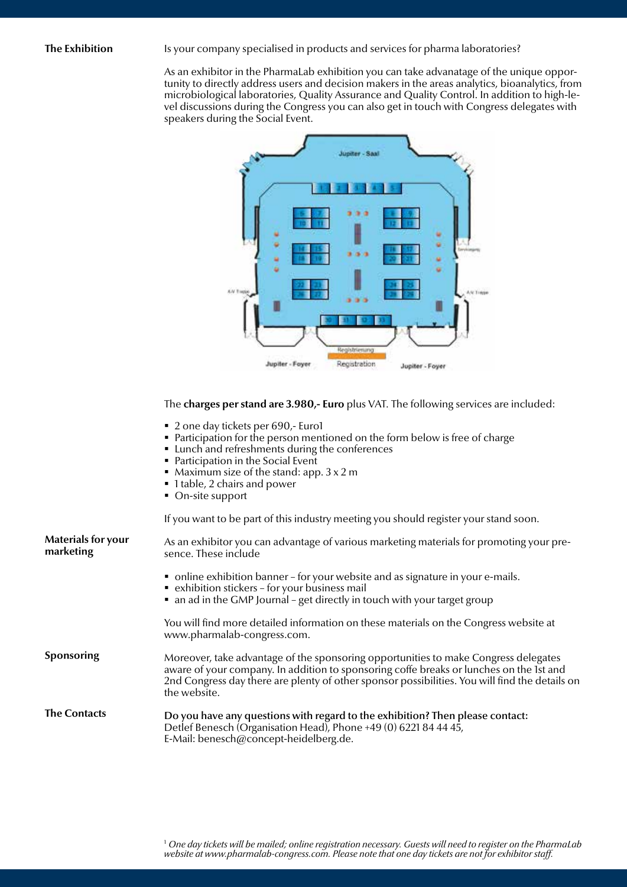## The Exhibition

Is your company specialised in products and services for pharma laboratories?

As an exhibitor in the PharmaLab exhibition you can take advanatage of the unique opportunity to directly address users and decision makers in the areas analytics, bioanalytics, from microbiological laboratories, Quality Assurance and Quality Control. In addition to high-level discussions during the Congress you can also get in touch with Congress delegates with speakers during the Social Event.

The **charges per stand are 3.980,- Euro** plus VAT. The following services are included:

- 2 one day tickets per 690,- Euro[1]
- Participation for the person mentioned on the form below is free of charge
- Lunch and refreshments during the conferences
- Participation in the Social Event
- Maximum size of the stand: app. 3 x 2 m
- 1 table, 2 chairs and power
- On-site support

If you want to be part of this industry meeting you should register your stand soon.

## Materials for your marketing

As an exhibitor you can advantage of various marketing materials for promoting your presence. These include

- online exhibition banner – for your website and as signature in your e-mails.
- exhibition stickers – for your business mail
- an ad in the GMP Journal – get directly in touch with your target group

You will find more detailed information on these materials on the Congress website at www.pharmalab-congress.com.

## Sponsoring

Moreover, take advantage of the sponsoring opportunities to make Congress delegates aware of your company. In addition to sponsoring coffe breaks or lunches on the 1st and 2nd Congress day there are plenty of other sponsor possibilities. You will find the details on the website.

## The Contacts

**Do you have any questions with regard to the exhibition? Then please contact:**
Detlef Benesch (Organisation Head), Phone +49 (0) 6221 84 44 45,
E-Mail: benesch@concept-heidelberg.de.

[1] *One day tickets will be mailed; online registration necessary. Guests will need to register on the PharmaLab website at www.pharmalab-congress.com. Please note that one day tickets are not for exhibitor staff.*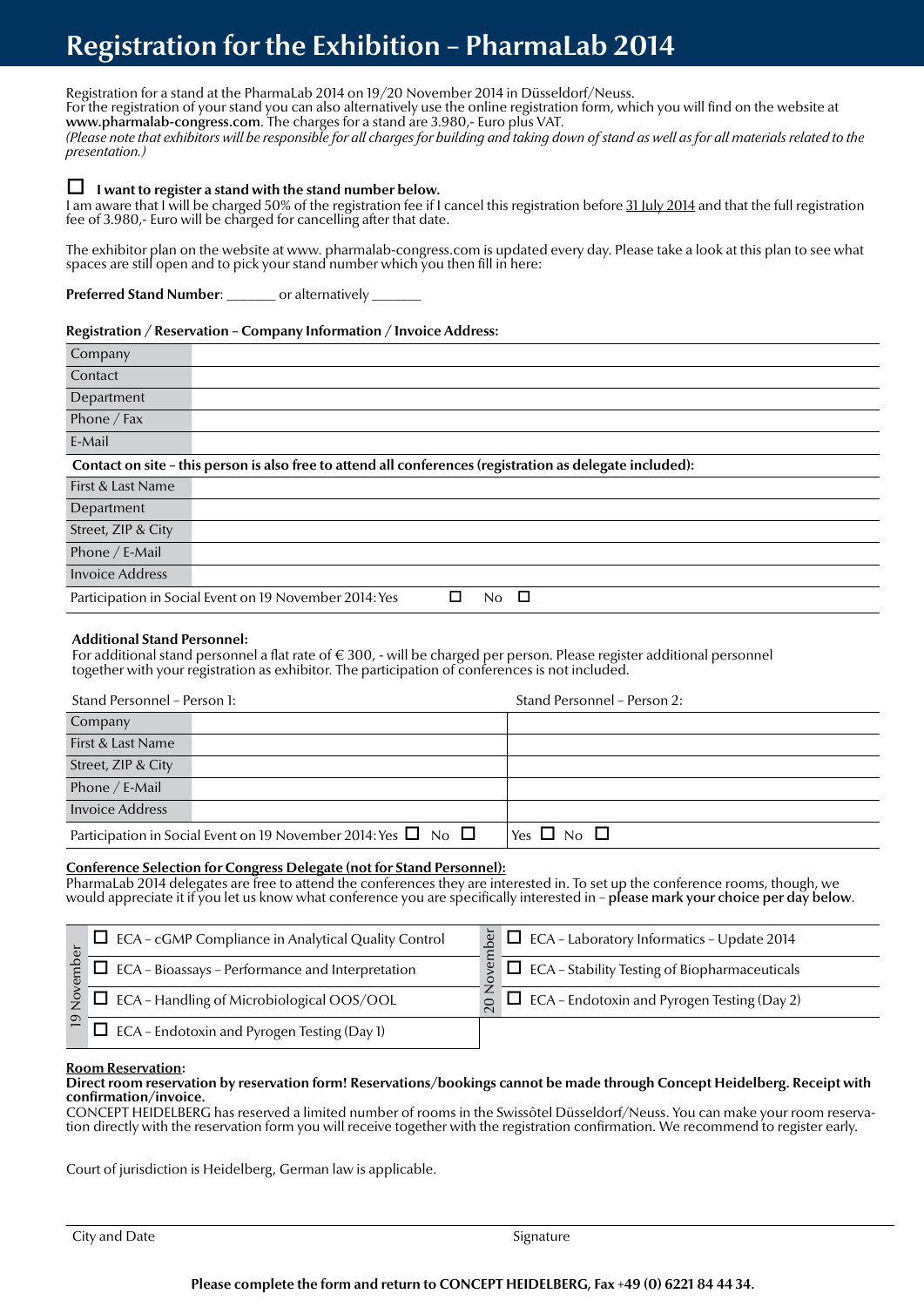# Registration for the Exhibition – PharmaLab 2014

Registration for a stand at the PharmaLab 2014 on 19/20 November 2014 in Düsseldorf/Neuss.
For the registration of your stand you can also alternatively use the online registration form, which you will find on the website at **www.pharmalab-congress.com**. The charges for a stand are 3.980,- Euro plus VAT.
*(Please note that exhibitors will be responsible for all charges for building and taking down of stand as well as for all materials related to the presentation.)*

☐ **I want to register a stand with the stand number below.**
I am aware that I will be charged 50% of the registration fee if I cancel this registration before 31 July 2014 and that the full registration fee of 3.980,- Euro will be charged for cancelling after that date.

The exhibitor plan on the website at www. pharmalab-congress.com is updated every day. Please take a look at this plan to see what spaces are still open and to pick your stand number which you then fill in here:

**Preferred Stand Number**: _______ or alternatively _______

**Registration / Reservation – Company Information / Invoice Address:**

| | |
|---|---|
| Company | |
| Contact | |
| Department | |
| Phone / Fax | |
| E-Mail | |
| **Contact on site – this person is also free to attend all conferences (registration as delegate included):** | |
| First & Last Name | |
| Department | |
| Street, ZIP & City | |
| Phone / E-Mail | |
| Invoice Address | |
| Participation in Social Event on 19 November 2014: Yes ☐ No ☐ | |

**Additional Stand Personnel:**
For additional stand personnel a flat rate of € 300, - will be charged per person. Please register additional personnel together with your registration as exhibitor. The participation of conferences is not included.

| | Stand Personnel – Person 1: | Stand Personnel – Person 2: |
|---|---|---|
| Company | | |
| First & Last Name | | |
| Street, ZIP & City | | |
| Phone / E-Mail | | |
| Invoice Address | | |
| Participation in Social Event on 19 November 2014: Yes ☐ No ☐ | | Yes ☐ No ☐ |

**Conference Selection for Congress Delegate (not for Stand Personnel):**
PharmaLab 2014 delegates are free to attend the conferences they are interested in. To set up the conference rooms, though, we would appreciate it if you let us know what conference you are specifically interested in – **please mark your choice per day below**.

| 19 November | 20 November |
|---|---|
| ☐ ECA – cGMP Compliance in Analytical Quality Control | ☐ ECA – Laboratory Informatics – Update 2014 |
| ☐ ECA – Bioassays – Performance and Interpretation | ☐ ECA – Stability Testing of Biopharmaceuticals |
| ☐ ECA – Handling of Microbiological OOS/OOL | ☐ ECA – Endotoxin and Pyrogen Testing (Day 2) |
| ☐ ECA – Endotoxin and Pyrogen Testing (Day 1) | |

**Room Reservation:**
**Direct room reservation by reservation form! Reservations/bookings cannot be made through Concept Heidelberg. Receipt with confirmation/invoice.**
CONCEPT HEIDELBERG has reserved a limited number of rooms in the Swissôtel Düsseldorf/Neuss. You can make your room reservation directly with the reservation form you will receive together with the registration confirmation. We recommend to register early.

Court of jurisdiction is Heidelberg, German law is applicable.

City and Date | Signature

**Please complete the form and return to CONCEPT HEIDELBERG, Fax +49 (0) 6221 84 44 34.**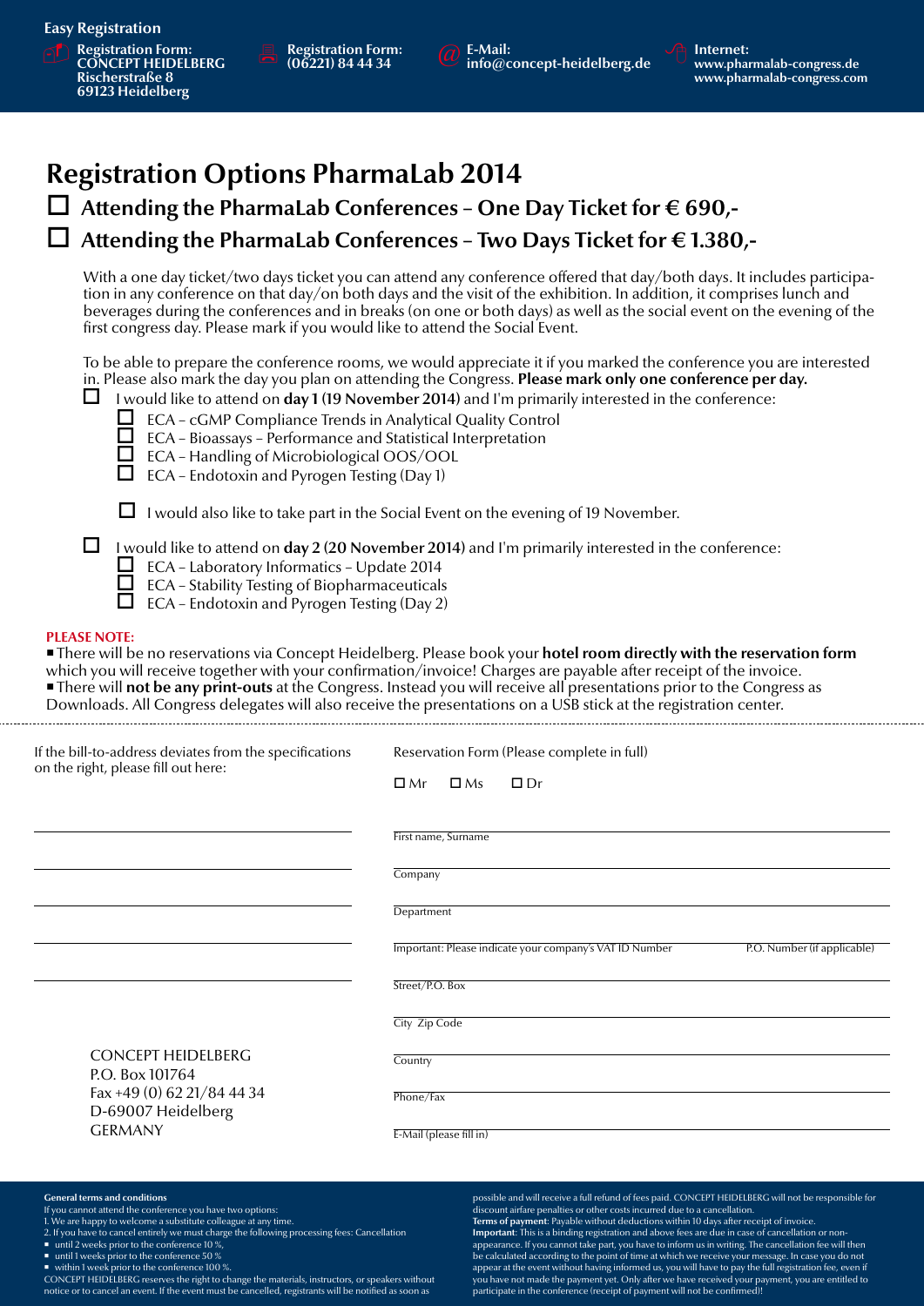**Easy Registration**

**Registration Form: CONCEPT HEIDELBERG Rischerstraße 8 69123 Heidelberg**

**Registration Form: (06221) 84 44 34**

**E-Mail: info@concept-heidelberg.de**

**Internet: www.pharmalab-congress.de www.pharmalab-congress.com**

# Registration Options PharmaLab 2014

## ☐ Attending the PharmaLab Conferences – One Day Ticket for € 690,-

## ☐ Attending the PharmaLab Conferences – Two Days Ticket for € 1.380,-

With a one day ticket/two days ticket you can attend any conference offered that day/both days. It includes participation in any conference on that day/on both days and the visit of the exhibition. In addition, it comprises lunch and beverages during the conferences and in breaks (on one or both days) as well as the social event on the evening of the first congress day. Please mark if you would like to attend the Social Event.

To be able to prepare the conference rooms, we would appreciate it if you marked the conference you are interested in. Please also mark the day you plan on attending the Congress. **Please mark only one conference per day.**

☐ I would like to attend on **day 1 (19 November 2014)** and I'm primarily interested in the conference:

- ☐ ECA – cGMP Compliance Trends in Analytical Quality Control
- ☐ ECA – Bioassays – Performance and Statistical Interpretation
- ☐ ECA – Handling of Microbiological OOS/OOL
- ☐ ECA – Endotoxin and Pyrogen Testing (Day 1)

☐ I would also like to take part in the Social Event on the evening of 19 November.

☐ I would like to attend on **day 2 (20 November 2014)** and I'm primarily interested in the conference:

- ☐ ECA – Laboratory Informatics – Update 2014
- ☐ ECA – Stability Testing of Biopharmaceuticals
- ☐ ECA – Endotoxin and Pyrogen Testing (Day 2)

**PLEASE NOTE:**

- There will be no reservations via Concept Heidelberg. Please book your **hotel room directly with the reservation form** which you will receive together with your confirmation/invoice! Charges are payable after receipt of the invoice.
- There will **not be any print-outs** at the Congress. Instead you will receive all presentations prior to the Congress as Downloads. All Congress delegates will also receive the presentations on a USB stick at the registration center.

If the bill-to-address deviates from the specifications on the right, please fill out here:

\_\_\_\_\_\_\_\_\_\_\_\_\_\_\_\_\_\_\_\_

\_\_\_\_\_\_\_\_\_\_\_\_\_\_\_\_\_\_\_\_

\_\_\_\_\_\_\_\_\_\_\_\_\_\_\_\_\_\_\_\_

\_\_\_\_\_\_\_\_\_\_\_\_\_\_\_\_\_\_\_\_

\_\_\_\_\_\_\_\_\_\_\_\_\_\_\_\_\_\_\_\_

CONCEPT HEIDELBERG
P.O. Box 101764
Fax +49 (0) 62 21/84 44 34
D-69007 Heidelberg
GERMANY

Reservation Form (Please complete in full)

☐ Mr ☐ Ms ☐ Dr

First name, Surname

Company

Department

Important: Please indicate your company's VAT ID Number        P.O. Number (if applicable)

Street/P.O. Box

City Zip Code

Country

Phone/Fax

E-Mail (please fill in)

**General terms and conditions**

If you cannot attend the conference you have two options:
1. We are happy to welcome a substitute colleague at any time.
2. If you have to cancel entirely we must charge the following processing fees: Cancellation
- until 2 weeks prior to the conference 10 %,
- until 1 weeks prior to the conference 50 %
- within 1 week prior to the conference 100 %.

CONCEPT HEIDELBERG reserves the right to change the materials, instructors, or speakers without notice or to cancel an event. If the event must be cancelled, registrants will be notified as soon as possible and will receive a full refund of fees paid. CONCEPT HEIDELBERG will not be responsible for discount airfare penalties or other costs incurred due to a cancellation.

**Terms of payment**: Payable without deductions within 10 days after receipt of invoice.

**Important**: This is a binding registration and above fees are due in case of cancellation or non-appearance. If you cannot take part, you have to inform us in writing. The cancellation fee will then be calculated according to the point of time at which we receive your message. In case you do not appear at the event without having informed us, you will have to pay the full registration fee, even if you have not made the payment yet. Only after we have received your payment, you are entitled to participate in the conference (receipt of payment will not be confirmed)!